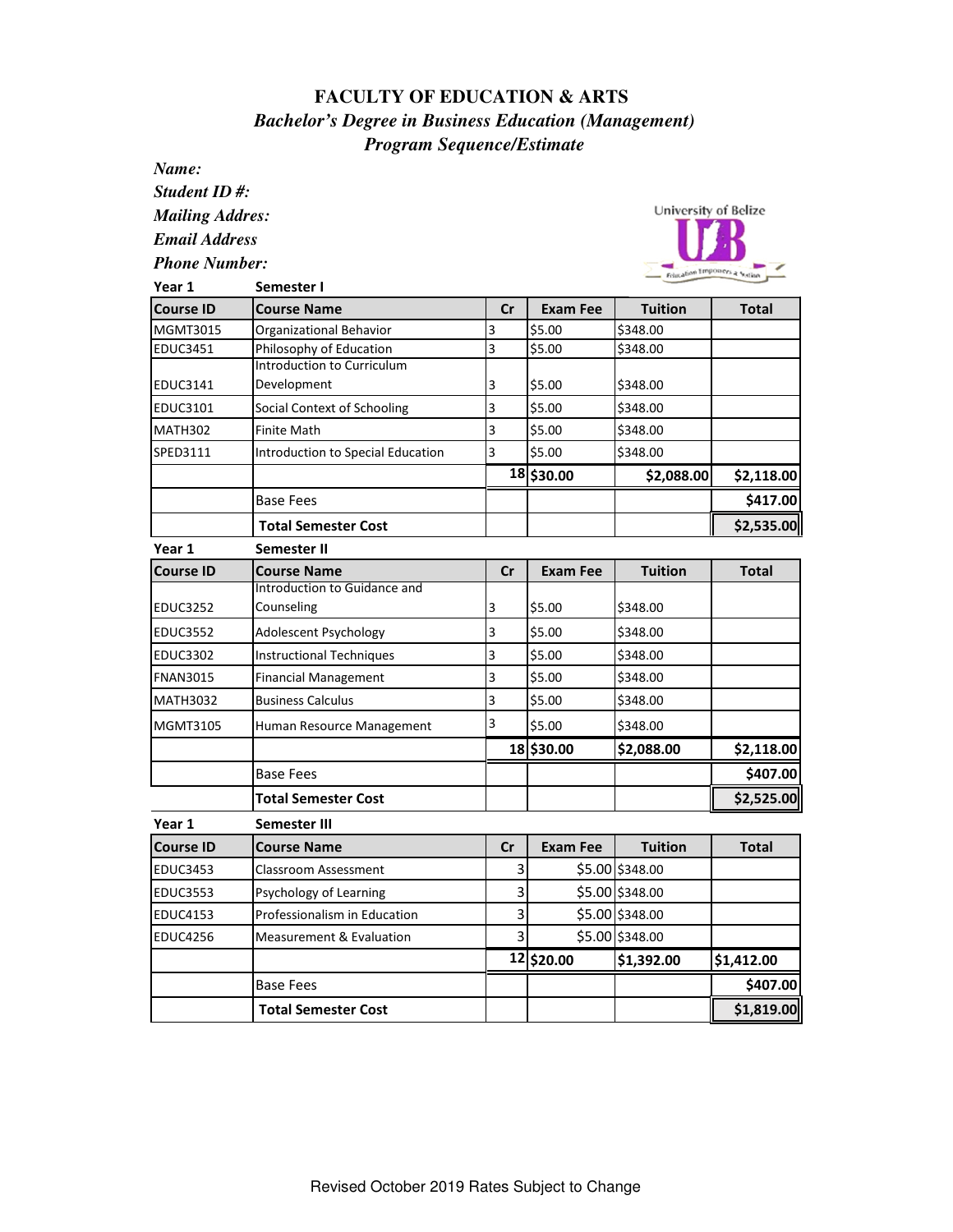# FACULTY OF EDUCATION & ARTS

## *Bachelor's Degree in Business Education (Management)*

## *Program Sequence/Estimate*

***Name:***

***Student ID #:***

***Mailing Addres:***

***Email Address***

***Phone Number:***

University of Belize

**Year 1** **Semester I**

| Course ID | Course Name | Cr | Exam Fee | Tuition | Total |
|---|---|---|---|---|---|
| MGMT3015 | Organizational Behavior | 3 | $5.00 | $348.00 | |
| EDUC3451 | Philosophy of Education | 3 | $5.00 | $348.00 | |
| EDUC3141 | Introduction to Curriculum Development | 3 | $5.00 | $348.00 | |
| EDUC3101 | Social Context of Schooling | 3 | $5.00 | $348.00 | |
| MATH302 | Finite Math | 3 | $5.00 | $348.00 | |
| SPED3111 | Introduction to Special Education | 3 | $5.00 | $348.00 | |
| | | **18** | **$30.00** | **$2,088.00** | **$2,118.00** |
| | Base Fees | | | | **$417.00** |
| | **Total Semester Cost** | | | | **$2,535.00** |

**Year 1** **Semester II**

| Course ID | Course Name | Cr | Exam Fee | Tuition | Total |
|---|---|---|---|---|---|
| EDUC3252 | Introduction to Guidance and Counseling | 3 | $5.00 | $348.00 | |
| EDUC3552 | Adolescent Psychology | 3 | $5.00 | $348.00 | |
| EDUC3302 | Instructional Techniques | 3 | $5.00 | $348.00 | |
| FNAN3015 | Financial Management | 3 | $5.00 | $348.00 | |
| MATH3032 | Business Calculus | 3 | $5.00 | $348.00 | |
| MGMT3105 | Human Resource Management | 3 | $5.00 | $348.00 | |
| | | **18** | **$30.00** | **$2,088.00** | **$2,118.00** |
| | Base Fees | | | | **$407.00** |
| | **Total Semester Cost** | | | | **$2,525.00** |

**Year 1** **Semester III**

| Course ID | Course Name | Cr | Exam Fee | Tuition | Total |
|---|---|---|---|---|---|
| EDUC3453 | Classroom Assessment | 3 | $5.00 | $348.00 | |
| EDUC3553 | Psychology of Learning | 3 | $5.00 | $348.00 | |
| EDUC4153 | Professionalism in Education | 3 | $5.00 | $348.00 | |
| EDUC4256 | Measurement & Evaluation | 3 | $5.00 | $348.00 | |
| | | **12** | **$20.00** | **$1,392.00** | **$1,412.00** |
| | Base Fees | | | | **$407.00** |
| | **Total Semester Cost** | | | | **$1,819.00** |

Revised October 2019 Rates Subject to Change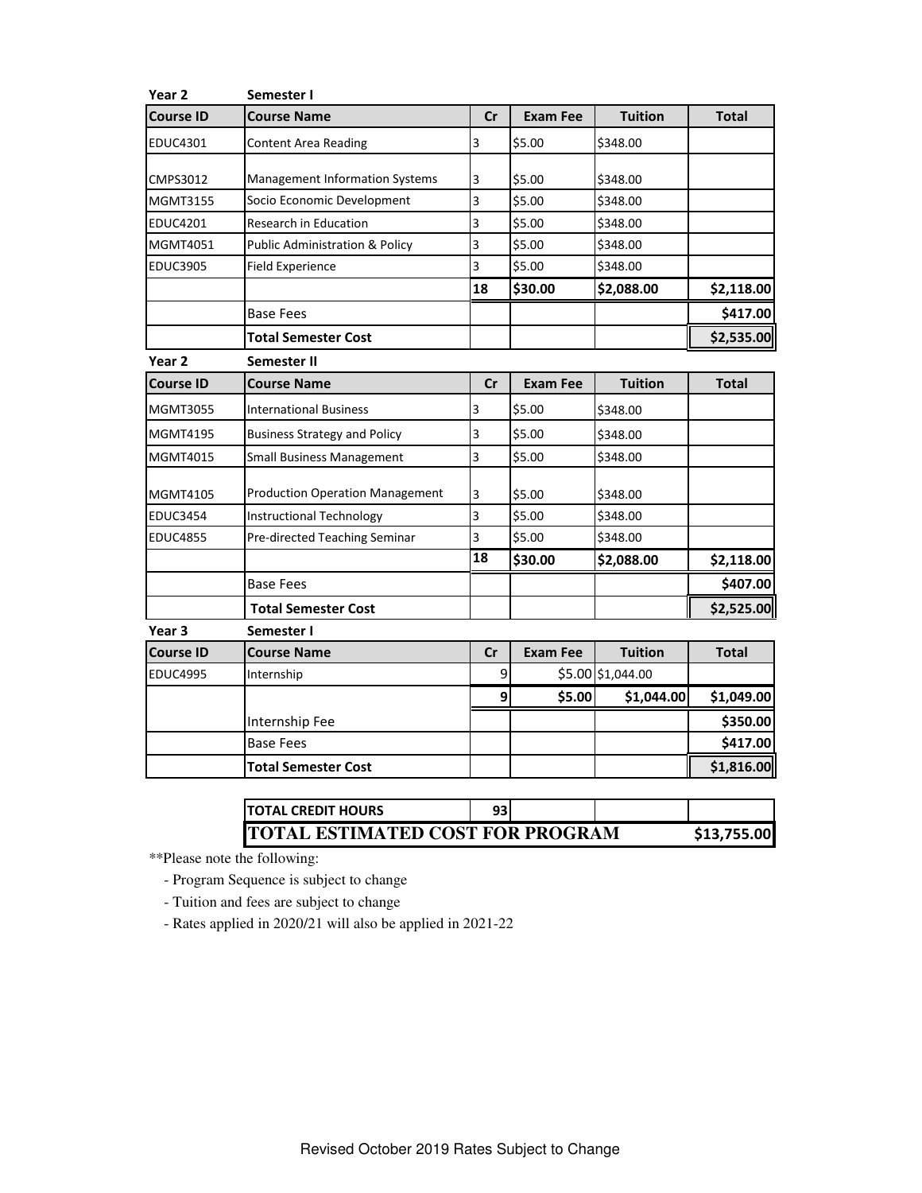**Year 2 Semester I**

| Course ID | Course Name | Cr | Exam Fee | Tuition | Total |
|---|---|---|---|---|---|
| EDUC4301 | Content Area Reading | 3 | $5.00 | $348.00 | |
| CMPS3012 | Management Information Systems | 3 | $5.00 | $348.00 | |
| MGMT3155 | Socio Economic Development | 3 | $5.00 | $348.00 | |
| EDUC4201 | Research in Education | 3 | $5.00 | $348.00 | |
| MGMT4051 | Public Administration & Policy | 3 | $5.00 | $348.00 | |
| EDUC3905 | Field Experience | 3 | $5.00 | $348.00 | |
| | | **18** | **$30.00** | **$2,088.00** | **$2,118.00** |
| | Base Fees | | | | **$417.00** |
| | **Total Semester Cost** | | | | **$2,535.00** |

**Year 2 Semester II**

| Course ID | Course Name | Cr | Exam Fee | Tuition | Total |
|---|---|---|---|---|---|
| MGMT3055 | International Business | 3 | $5.00 | $348.00 | |
| MGMT4195 | Business Strategy and Policy | 3 | $5.00 | $348.00 | |
| MGMT4015 | Small Business Management | 3 | $5.00 | $348.00 | |
| MGMT4105 | Production Operation Management | 3 | $5.00 | $348.00 | |
| EDUC3454 | Instructional Technology | 3 | $5.00 | $348.00 | |
| EDUC4855 | Pre-directed Teaching Seminar | 3 | $5.00 | $348.00 | |
| | | **18** | **$30.00** | **$2,088.00** | **$2,118.00** |
| | Base Fees | | | | **$407.00** |
| | **Total Semester Cost** | | | | **$2,525.00** |

**Year 3 Semester I**

| Course ID | Course Name | Cr | Exam Fee | Tuition | Total |
|---|---|---|---|---|---|
| EDUC4995 | Internship | 9 | $5.00 | $1,044.00 | |
| | | **9** | **$5.00** | **$1,044.00** | **$1,049.00** |
| | Internship Fee | | | | **$350.00** |
| | Base Fees | | | | **$417.00** |
| | **Total Semester Cost** | | | | **$1,816.00** |

| | | |
|---|---|---|
| **TOTAL CREDIT HOURS** | **93** | |
| **TOTAL ESTIMATED COST FOR PROGRAM** | | **$13,755.00** |

**Please note the following:

- Program Sequence is subject to change
- Tuition and fees are subject to change
- Rates applied in 2020/21 will also be applied in 2021-22

Revised October 2019 Rates Subject to Change